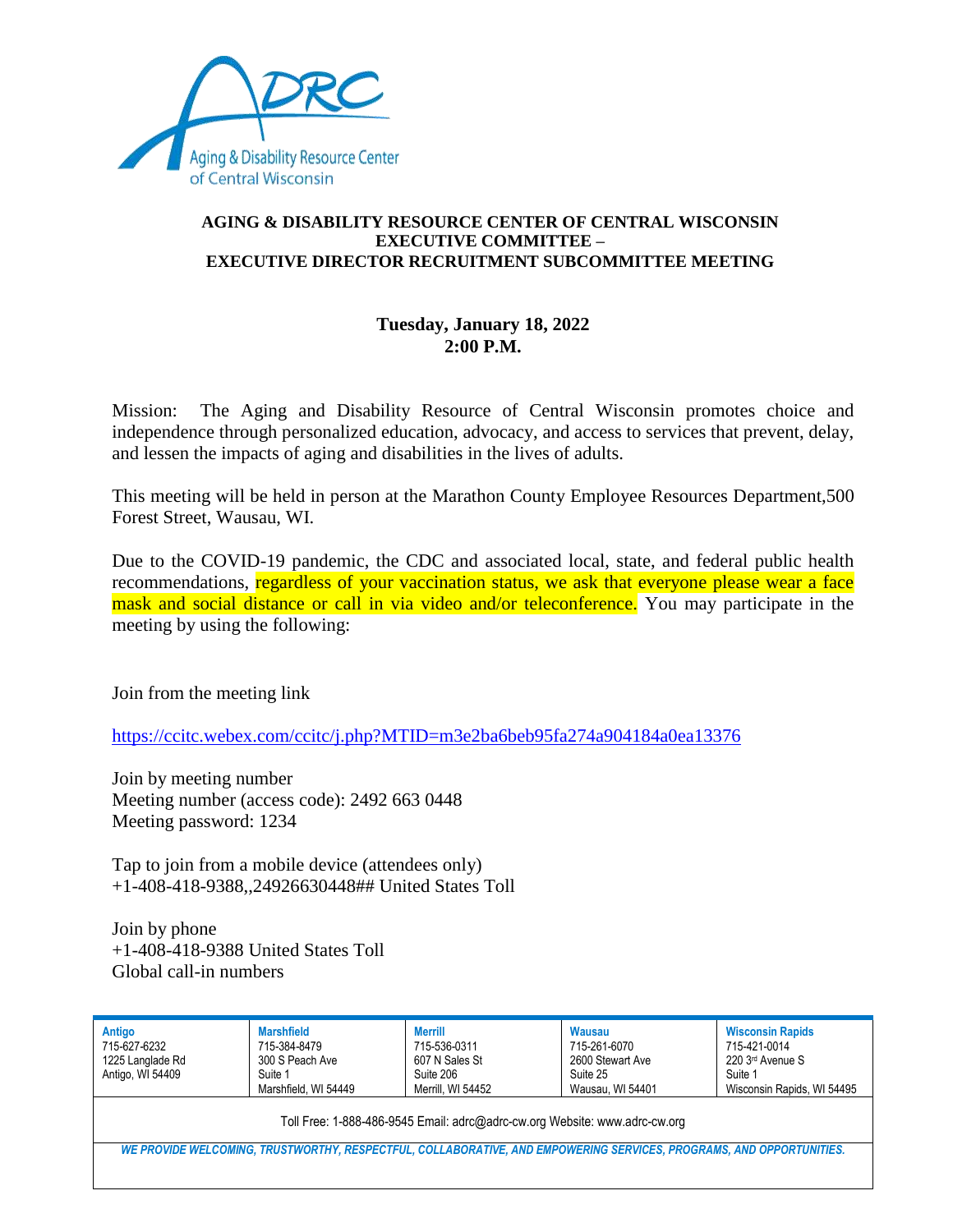# AGING & DISABILITY RESOURCE CENTER OF CENTRAL WISCONSIN
## EXECUTIVE COMMITTEE –
## EXECUTIVE DIRECTOR RECRUITMENT SUBCOMMITTEE MEETING

**Tuesday, January 18, 2022**
**2:00 P.M.**

Mission: The Aging and Disability Resource of Central Wisconsin promotes choice and independence through personalized education, advocacy, and access to services that prevent, delay, and lessen the impacts of aging and disabilities in the lives of adults.

This meeting will be held in person at the Marathon County Employee Resources Department,500 Forest Street, Wausau, WI.

Due to the COVID-19 pandemic, the CDC and associated local, state, and federal public health recommendations, regardless of your vaccination status, we ask that everyone please wear a face mask and social distance or call in via video and/or teleconference. You may participate in the meeting by using the following:

Join from the meeting link

https://ccitc.webex.com/ccitc/j.php?MTID=m3e2ba6beb95fa274a904184a0ea13376

Join by meeting number
Meeting number (access code): 2492 663 0448
Meeting password: 1234

Tap to join from a mobile device (attendees only)
+1-408-418-9388,,24926630448## United States Toll

Join by phone
+1-408-418-9388 United States Toll
Global call-in numbers

| Antigo | Marshfield | Merrill | Wausau | Wisconsin Rapids |
|---|---|---|---|---|
| 715-627-6232 | 715-384-8479 | 715-536-0311 | 715-261-6070 | 715-421-0014 |
| 1225 Langlade Rd | 300 S Peach Ave | 607 N Sales St | 2600 Stewart Ave | 220 3rd Avenue S |
| Antigo, WI 54409 | Suite 1 | Suite 206 | Suite 25 | Suite 1 |
| | Marshfield, WI 54449 | Merrill, WI 54452 | Wausau, WI 54401 | Wisconsin Rapids, WI 54495 |

Toll Free: 1-888-486-9545 Email: adrc@adrc-cw.org Website: www.adrc-cw.org

*WE PROVIDE WELCOMING, TRUSTWORTHY, RESPECTFUL, COLLABORATIVE, AND EMPOWERING SERVICES, PROGRAMS, AND OPPORTUNITIES.*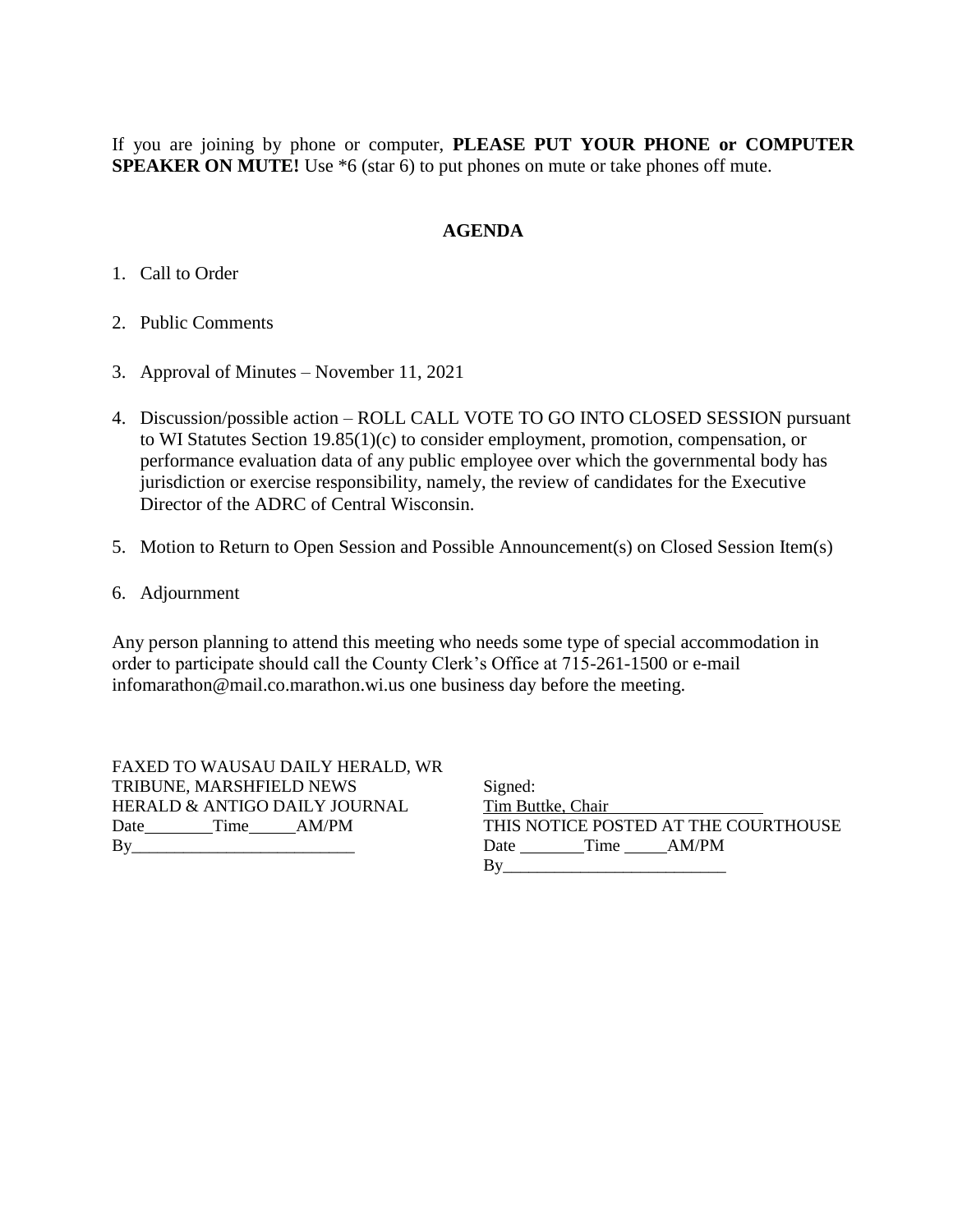If you are joining by phone or computer, **PLEASE PUT YOUR PHONE or COMPUTER SPEAKER ON MUTE!** Use *6 (star 6) to put phones on mute or take phones off mute.

**AGENDA**

1. Call to Order
2. Public Comments
3. Approval of Minutes – November 11, 2021
4. Discussion/possible action – ROLL CALL VOTE TO GO INTO CLOSED SESSION pursuant to WI Statutes Section 19.85(1)(c) to consider employment, promotion, compensation, or performance evaluation data of any public employee over which the governmental body has jurisdiction or exercise responsibility, namely, the review of candidates for the Executive Director of the ADRC of Central Wisconsin.
5. Motion to Return to Open Session and Possible Announcement(s) on Closed Session Item(s)
6. Adjournment

Any person planning to attend this meeting who needs some type of special accommodation in order to participate should call the County Clerk's Office at 715-261-1500 or e-mail infomarathon@mail.co.marathon.wi.us one business day before the meeting.

FAXED TO WAUSAU DAILY HERALD, WR TRIBUNE, MARSHFIELD NEWS HERALD & ANTIGO DAILY JOURNAL
Date________Time_____AM/PM
By__________________________

Signed:
Tim Buttke, Chair
THIS NOTICE POSTED AT THE COURTHOUSE
Date ________Time _____AM/PM
By__________________________